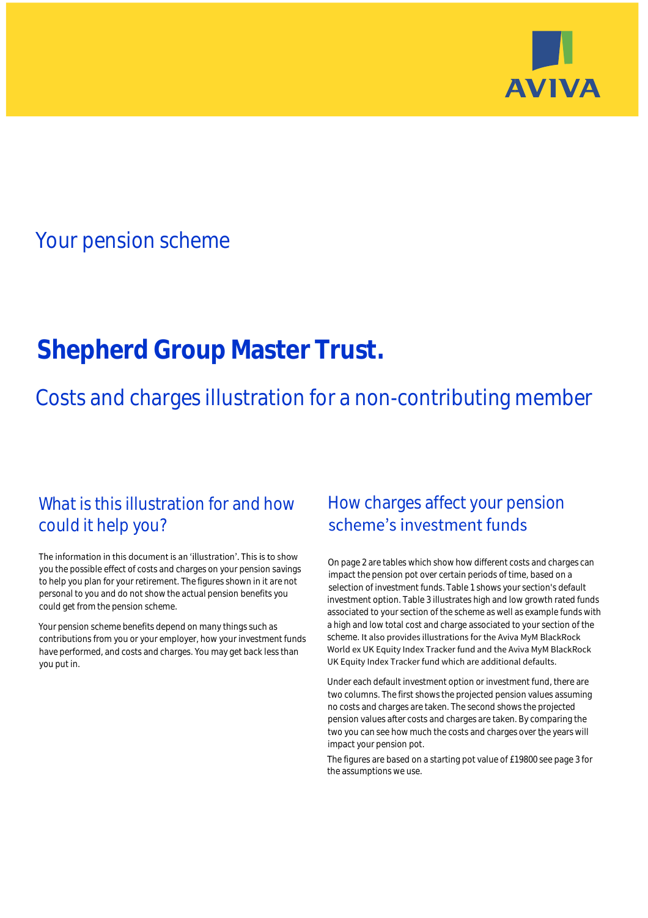AVIVA

Your pension scheme

# Shepherd Group Master Trust.

## Costs and charges illustration for a non-contributing member

### What is this illustration for and how could it help you?

The information in this document is an 'illustration'. This is to show you the possible effect of costs and charges on your pension savings to help you plan for your retirement. The figures shown in it are not personal to you and do not show the actual pension benefits you could get from the pension scheme.

Your pension scheme benefits depend on many things such as contributions from you or your employer, how your investment funds have performed, and costs and charges. You may get back less than you put in.

### How charges affect your pension scheme's investment funds

On page 2 are tables which show how different costs and charges can impact the pension pot over certain periods of time, based on a selection of investment funds. Table 1 shows your section's default investment option. Table 3 illustrates high and low growth rated funds associated to your section of the scheme as well as example funds with a high and low total cost and charge associated to your section of the scheme. It also provides illustrations for the Aviva MyM BlackRock World ex UK Equity Index Tracker fund and the Aviva MyM BlackRock UK Equity Index Tracker fund which are additional defaults.

Under each default investment option or investment fund, there are two columns. The first shows the projected pension values assuming no costs and charges are taken. The second shows the projected pension values after costs and charges are taken. By comparing the two you can see how much the costs and charges over the years will impact your pension pot.

The figures are based on a starting pot value of £19800 see page 3 for the assumptions we use.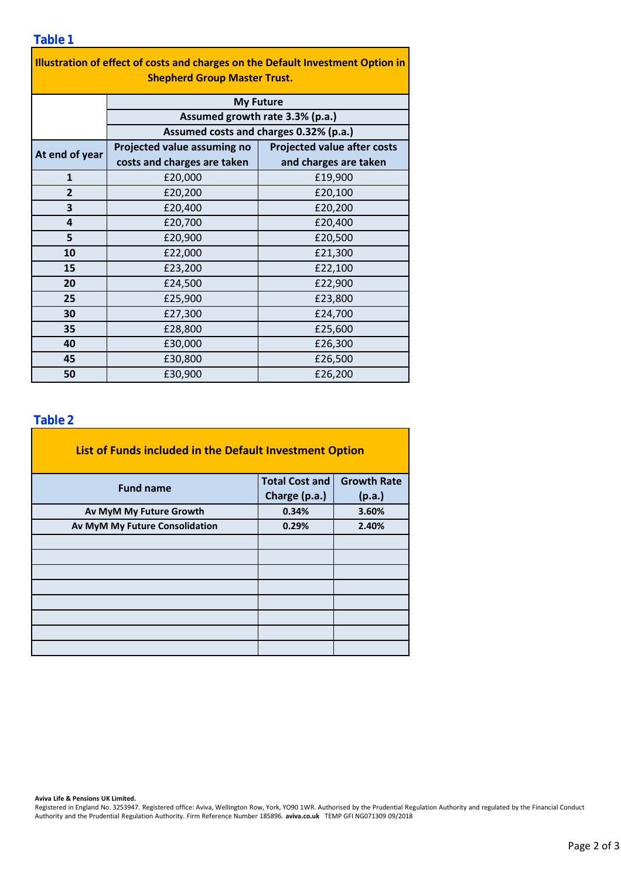### Table 1

| Illustration of effect of costs and charges on the Default Investment Option in Shepherd Group Master Trust. | | |
|---|---|---|
| | My Future | |
| | Assumed growth rate 3.3% (p.a.) | |
| | Assumed costs and charges 0.32% (p.a.) | |
| **At end of year** | **Projected value assuming no costs and charges are taken** | **Projected value after costs and charges are taken** |
| **1** | £20,000 | £19,900 |
| **2** | £20,200 | £20,100 |
| **3** | £20,400 | £20,200 |
| **4** | £20,700 | £20,400 |
| **5** | £20,900 | £20,500 |
| **10** | £22,000 | £21,300 |
| **15** | £23,200 | £22,100 |
| **20** | £24,500 | £22,900 |
| **25** | £25,900 | £23,800 |
| **30** | £27,300 | £24,700 |
| **35** | £28,800 | £25,600 |
| **40** | £30,000 | £26,300 |
| **45** | £30,800 | £26,500 |
| **50** | £30,900 | £26,200 |

### Table 2

**List of Funds included in the Default Investment Option**

| Fund name | Total Cost and Charge (p.a.) | Growth Rate (p.a.) |
|---|---|---|
| **Av MyM My Future Growth** | **0.34%** | **3.60%** |
| **Av MyM My Future Consolidation** | **0.29%** | **2.40%** |
| | | |
| | | |
| | | |
| | | |
| | | |
| | | |
| | | |
| | | |

**Aviva Life & Pensions UK Limited.**
Registered in England No. 3253947. Registered office: Aviva, Wellington Row, York, YO90 1WR. Authorised by the Prudential Regulation Authority and regulated by the Financial Conduct Authority and the Prudential Regulation Authority. Firm Reference Number 185896. **aviva.co.uk** TEMP GFI NG071309 09/2018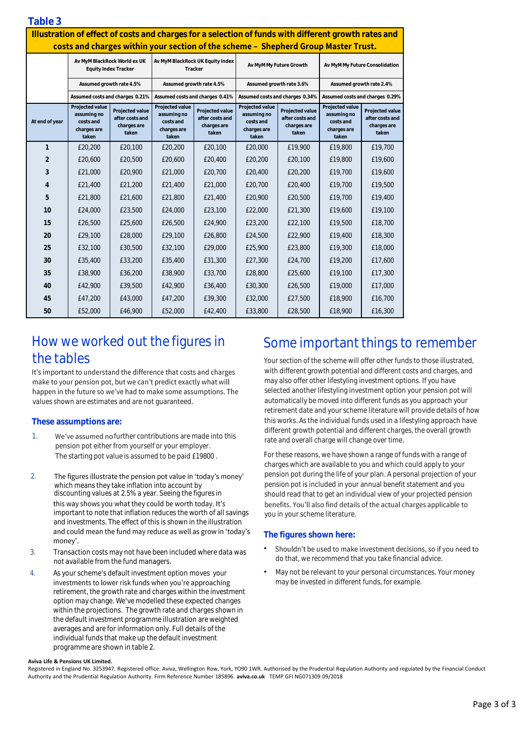## Table 3

| Illustration of effect of costs and charges for a selection of funds with different growth rates and costs and charges within your section of the scheme – Shepherd Group Master Trust. | | | | | | | | |
|---|---|---|---|---|---|---|---|---|
| | Av MyM BlackRock World ex UK Equity Index Tracker | | Av MyM BlackRock UK Equity Index Tracker | | Av MyM My Future Growth | | Av MyM My Future Consolidation | |
| | Assumed growth rate 4.5% | | Assumed growth rate 4.5% | | Assumed growth rate 3.6% | | Assumed growth rate 2.4% | |
| | Assumed costs and charges 0.21% | | Assumed costs and charges 0.41% | | Assumed costs and charges 0.34% | | Assumed costs and charges 0.29% | |
| At end of year | Projected value assuming no costs and charges are taken | Projected value after costs and charges are taken | Projected value assuming no costs and charges are taken | Projected value after costs and charges are taken | Projected value assuming no costs and charges are taken | Projected value after costs and charges are taken | Projected value assuming no costs and charges are taken | Projected value after costs and charges are taken |
| 1 | £20,200 | £20,100 | £20,200 | £20,100 | £20,000 | £19,900 | £19,800 | £19,700 |
| 2 | £20,600 | £20,500 | £20,600 | £20,400 | £20,200 | £20,100 | £19,800 | £19,600 |
| 3 | £21,000 | £20,900 | £21,000 | £20,700 | £20,400 | £20,200 | £19,700 | £19,600 |
| 4 | £21,400 | £21,200 | £21,400 | £21,000 | £20,700 | £20,400 | £19,700 | £19,500 |
| 5 | £21,800 | £21,600 | £21,800 | £21,400 | £20,900 | £20,500 | £19,700 | £19,400 |
| 10 | £24,000 | £23,500 | £24,000 | £23,100 | £22,000 | £21,300 | £19,600 | £19,100 |
| 15 | £26,500 | £25,600 | £26,500 | £24,900 | £23,200 | £22,100 | £19,500 | £18,700 |
| 20 | £29,100 | £28,000 | £29,100 | £26,800 | £24,500 | £22,900 | £19,400 | £18,300 |
| 25 | £32,100 | £30,500 | £32,100 | £29,000 | £25,900 | £23,800 | £19,300 | £18,000 |
| 30 | £35,400 | £33,200 | £35,400 | £31,300 | £27,300 | £24,700 | £19,200 | £17,600 |
| 35 | £38,900 | £36,200 | £38,900 | £33,700 | £28,800 | £25,600 | £19,100 | £17,300 |
| 40 | £42,900 | £39,500 | £42,900 | £36,400 | £30,300 | £26,500 | £19,000 | £17,000 |
| 45 | £47,200 | £43,000 | £47,200 | £39,300 | £32,000 | £27,500 | £18,900 | £16,700 |
| 50 | £52,000 | £46,900 | £52,000 | £42,400 | £33,800 | £28,500 | £18,900 | £16,300 |

# How we worked out the figures in the tables

It's important to understand the difference that costs and charges make to your pension pot, but we can't predict exactly what will happen in the future so we've had to make some assumptions. The values shown are estimates and are not guaranteed.

### These assumptions are:

1. We've assumed no further contributions are made into this pension pot either from yourself or your employer. The starting pot value is assumed to be paid £19800 .
2. The figures illustrate the pension pot value in 'today's money' which means they take inflation into account by discounting values at 2.5% a year. Seeing the figures in this way shows you what they could be worth today. It's important to note that inflation reduces the worth of all savings and investments. The effect of this is shown in the illustration and could mean the fund may reduce as well as grow in 'today's money'.
3. Transaction costs may not have been included where data was not available from the fund managers.
4. As your scheme's default investment option moves your investments to lower risk funds when you're approaching retirement, the growth rate and charges within the investment option may change. We've modelled these expected changes within the projections. The growth rate and charges shown in the default investment programme illustration are weighted averages and are for information only. Full details of the individual funds that make up the default investment programme are shown in table 2.

# Some important things to remember

Your section of the scheme will offer other funds to those illustrated, with different growth potential and different costs and charges, and may also offer other lifestyling investment options. If you have selected another lifestyling investment option your pension pot will automatically be moved into different funds as you approach your retirement date and your scheme literature will provide details of how this works. As the individual funds used in a lifestyling approach have different growth potential and different charges, the overall growth rate and overall charge will change over time.

For these reasons, we have shown a range of funds with a range of charges which are available to you and which could apply to your pension pot during the life of your plan. A personal projection of your pension pot is included in your annual benefit statement and you should read that to get an individual view of your projected pension benefits. You'll also find details of the actual charges applicable to you in your scheme literature.

### The figures shown here:

- Shouldn't be used to make investment decisions, so if you need to do that, we recommend that you take financial advice.
- May not be relevant to your personal circumstances. Your money may be invested in different funds, for example.

**Aviva Life & Pensions UK Limited.**
Registered in England No. 3253947. Registered office: Aviva, Wellington Row, York, YO90 1WR. Authorised by the Prudential Regulation Authority and regulated by the Financial Conduct Authority and the Prudential Regulation Authority. Firm Reference Number 185896. **aviva.co.uk** TEMP GFI NG071309 09/2018